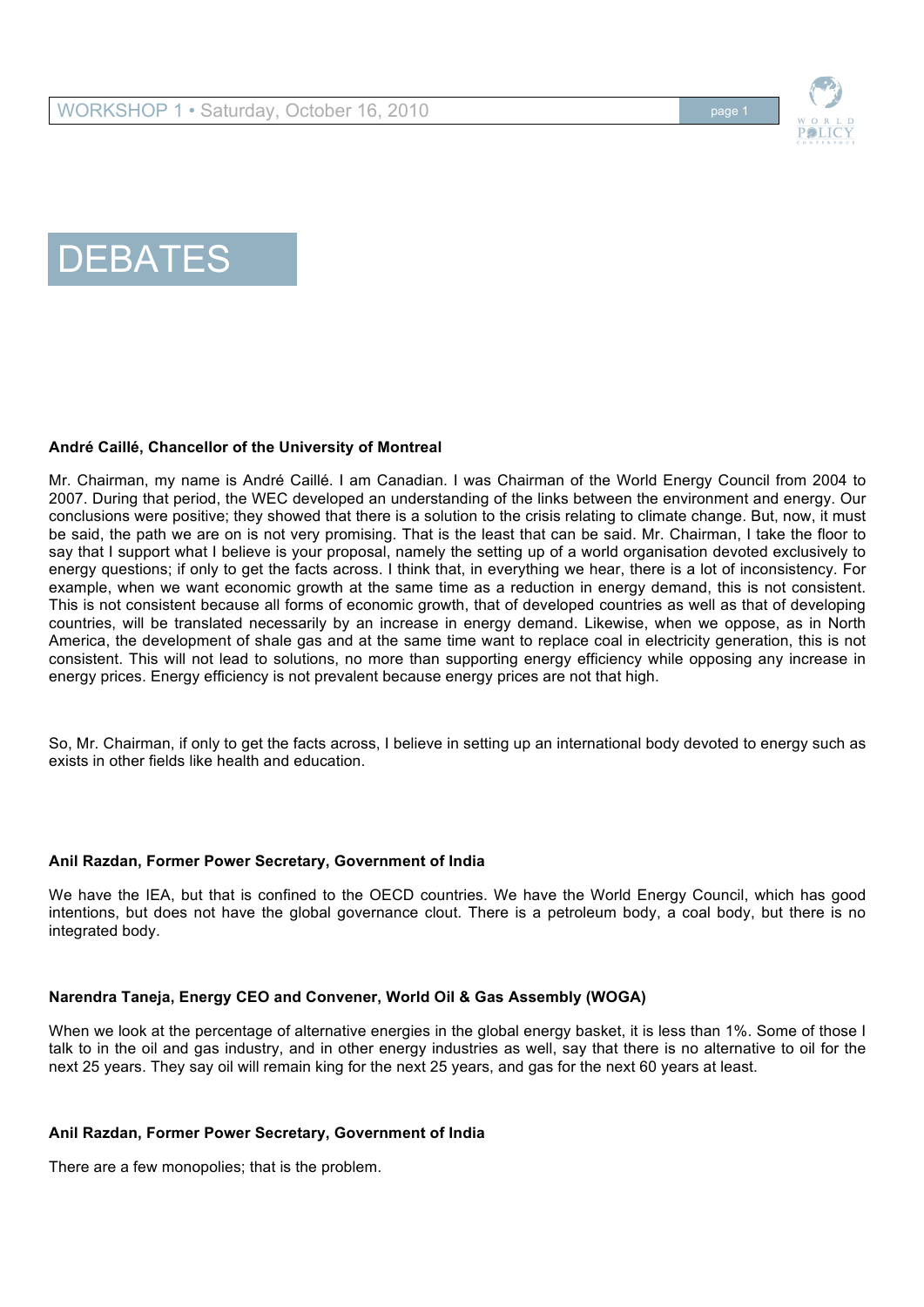# DEBATES

**André Caillé, Chancellor of the University of Montreal**

Mr. Chairman, my name is André Caillé. I am Canadian. I was Chairman of the World Energy Council from 2004 to 2007. During that period, the WEC developed an understanding of the links between the environment and energy. Our conclusions were positive; they showed that there is a solution to the crisis relating to climate change. But, now, it must be said, the path we are on is not very promising. That is the least that can be said. Mr. Chairman, I take the floor to say that I support what I believe is your proposal, namely the setting up of a world organisation devoted exclusively to energy questions; if only to get the facts across. I think that, in everything we hear, there is a lot of inconsistency. For example, when we want economic growth at the same time as a reduction in energy demand, this is not consistent. This is not consistent because all forms of economic growth, that of developed countries as well as that of developing countries, will be translated necessarily by an increase in energy demand. Likewise, when we oppose, as in North America, the development of shale gas and at the same time want to replace coal in electricity generation, this is not consistent. This will not lead to solutions, no more than supporting energy efficiency while opposing any increase in energy prices. Energy efficiency is not prevalent because energy prices are not that high.

So, Mr. Chairman, if only to get the facts across, I believe in setting up an international body devoted to energy such as exists in other fields like health and education.

**Anil Razdan, Former Power Secretary, Government of India**

We have the IEA, but that is confined to the OECD countries. We have the World Energy Council, which has good intentions, but does not have the global governance clout. There is a petroleum body, a coal body, but there is no integrated body.

**Narendra Taneja, Energy CEO and Convener, World Oil & Gas Assembly (WOGA)**

When we look at the percentage of alternative energies in the global energy basket, it is less than 1%. Some of those I talk to in the oil and gas industry, and in other energy industries as well, say that there is no alternative to oil for the next 25 years. They say oil will remain king for the next 25 years, and gas for the next 60 years at least.

**Anil Razdan, Former Power Secretary, Government of India**

There are a few monopolies; that is the problem.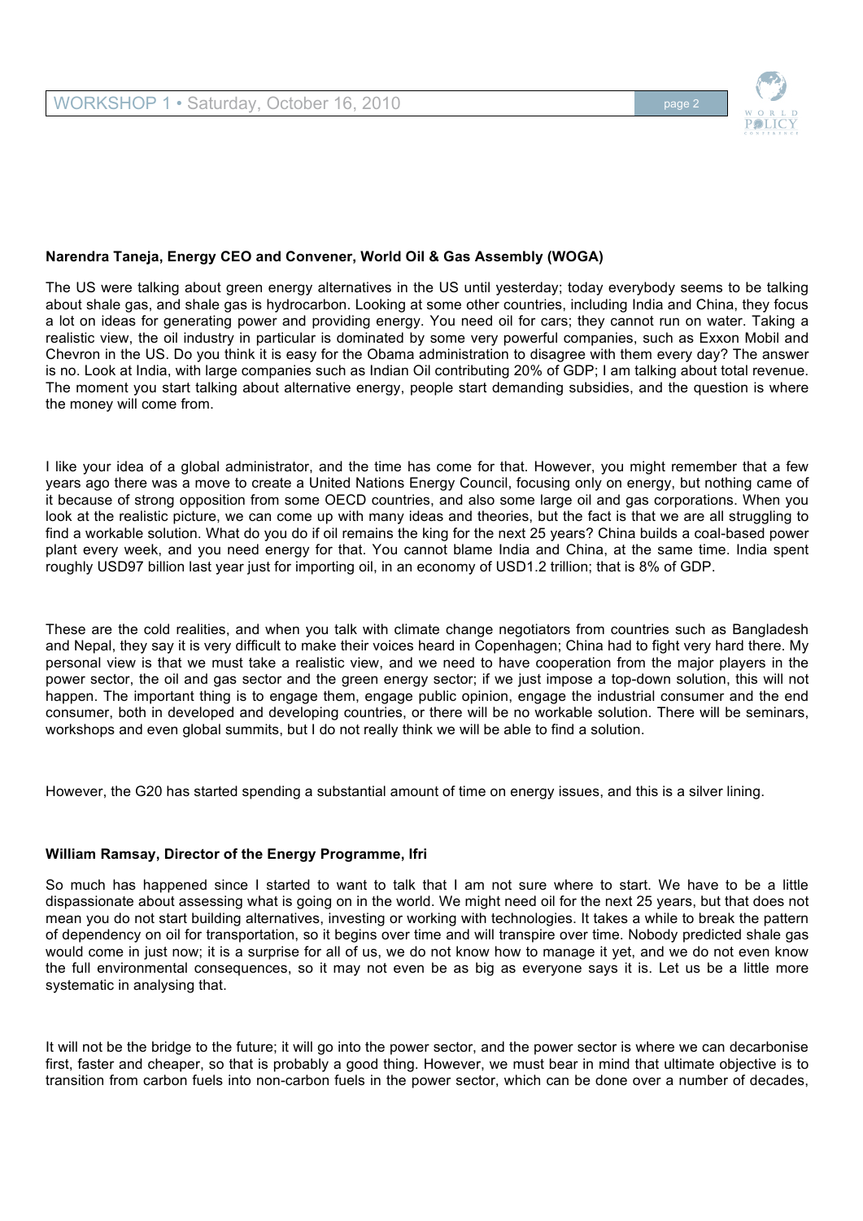**Narendra Taneja, Energy CEO and Convener, World Oil & Gas Assembly (WOGA)**

The US were talking about green energy alternatives in the US until yesterday; today everybody seems to be talking about shale gas, and shale gas is hydrocarbon. Looking at some other countries, including India and China, they focus a lot on ideas for generating power and providing energy. You need oil for cars; they cannot run on water. Taking a realistic view, the oil industry in particular is dominated by some very powerful companies, such as Exxon Mobil and Chevron in the US. Do you think it is easy for the Obama administration to disagree with them every day? The answer is no. Look at India, with large companies such as Indian Oil contributing 20% of GDP; I am talking about total revenue. The moment you start talking about alternative energy, people start demanding subsidies, and the question is where the money will come from.

I like your idea of a global administrator, and the time has come for that. However, you might remember that a few years ago there was a move to create a United Nations Energy Council, focusing only on energy, but nothing came of it because of strong opposition from some OECD countries, and also some large oil and gas corporations. When you look at the realistic picture, we can come up with many ideas and theories, but the fact is that we are all struggling to find a workable solution. What do you do if oil remains the king for the next 25 years? China builds a coal-based power plant every week, and you need energy for that. You cannot blame India and China, at the same time. India spent roughly USD97 billion last year just for importing oil, in an economy of USD1.2 trillion; that is 8% of GDP.

These are the cold realities, and when you talk with climate change negotiators from countries such as Bangladesh and Nepal, they say it is very difficult to make their voices heard in Copenhagen; China had to fight very hard there. My personal view is that we must take a realistic view, and we need to have cooperation from the major players in the power sector, the oil and gas sector and the green energy sector; if we just impose a top-down solution, this will not happen. The important thing is to engage them, engage public opinion, engage the industrial consumer and the end consumer, both in developed and developing countries, or there will be no workable solution. There will be seminars, workshops and even global summits, but I do not really think we will be able to find a solution.

However, the G20 has started spending a substantial amount of time on energy issues, and this is a silver lining.

**William Ramsay, Director of the Energy Programme, Ifri**

So much has happened since I started to want to talk that I am not sure where to start. We have to be a little dispassionate about assessing what is going on in the world. We might need oil for the next 25 years, but that does not mean you do not start building alternatives, investing or working with technologies. It takes a while to break the pattern of dependency on oil for transportation, so it begins over time and will transpire over time. Nobody predicted shale gas would come in just now; it is a surprise for all of us, we do not know how to manage it yet, and we do not even know the full environmental consequences, so it may not even be as big as everyone says it is. Let us be a little more systematic in analysing that.

It will not be the bridge to the future; it will go into the power sector, and the power sector is where we can decarbonise first, faster and cheaper, so that is probably a good thing. However, we must bear in mind that ultimate objective is to transition from carbon fuels into non-carbon fuels in the power sector, which can be done over a number of decades,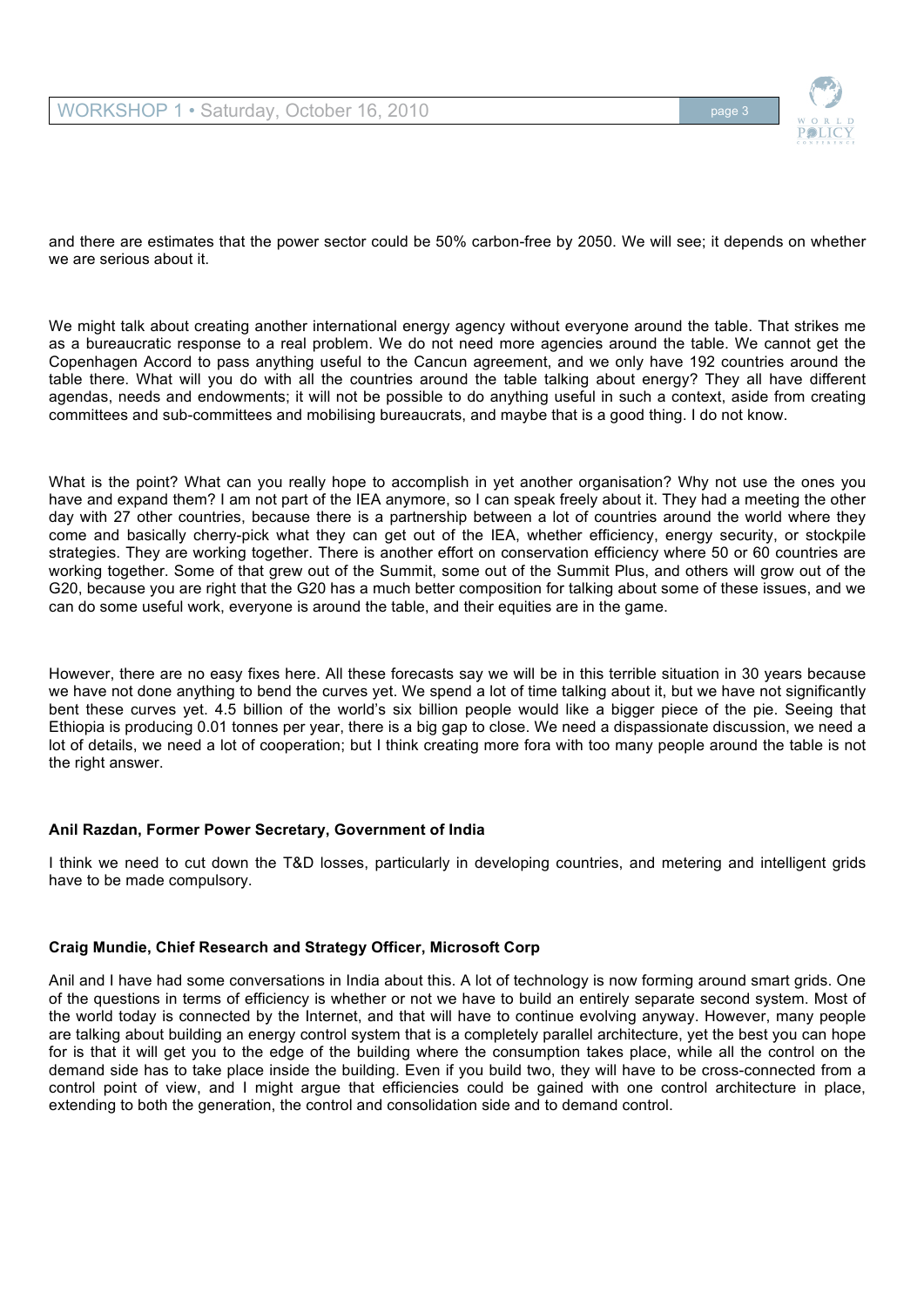and there are estimates that the power sector could be 50% carbon-free by 2050. We will see; it depends on whether we are serious about it.

We might talk about creating another international energy agency without everyone around the table. That strikes me as a bureaucratic response to a real problem. We do not need more agencies around the table. We cannot get the Copenhagen Accord to pass anything useful to the Cancun agreement, and we only have 192 countries around the table there. What will you do with all the countries around the table talking about energy? They all have different agendas, needs and endowments; it will not be possible to do anything useful in such a context, aside from creating committees and sub-committees and mobilising bureaucrats, and maybe that is a good thing. I do not know.

What is the point? What can you really hope to accomplish in yet another organisation? Why not use the ones you have and expand them? I am not part of the IEA anymore, so I can speak freely about it. They had a meeting the other day with 27 other countries, because there is a partnership between a lot of countries around the world where they come and basically cherry-pick what they can get out of the IEA, whether efficiency, energy security, or stockpile strategies. They are working together. There is another effort on conservation efficiency where 50 or 60 countries are working together. Some of that grew out of the Summit, some out of the Summit Plus, and others will grow out of the G20, because you are right that the G20 has a much better composition for talking about some of these issues, and we can do some useful work, everyone is around the table, and their equities are in the game.

However, there are no easy fixes here. All these forecasts say we will be in this terrible situation in 30 years because we have not done anything to bend the curves yet. We spend a lot of time talking about it, but we have not significantly bent these curves yet. 4.5 billion of the world's six billion people would like a bigger piece of the pie. Seeing that Ethiopia is producing 0.01 tonnes per year, there is a big gap to close. We need a dispassionate discussion, we need a lot of details, we need a lot of cooperation; but I think creating more fora with too many people around the table is not the right answer.

**Anil Razdan, Former Power Secretary, Government of India**

I think we need to cut down the T&D losses, particularly in developing countries, and metering and intelligent grids have to be made compulsory.

**Craig Mundie, Chief Research and Strategy Officer, Microsoft Corp**

Anil and I have had some conversations in India about this. A lot of technology is now forming around smart grids. One of the questions in terms of efficiency is whether or not we have to build an entirely separate second system. Most of the world today is connected by the Internet, and that will have to continue evolving anyway. However, many people are talking about building an energy control system that is a completely parallel architecture, yet the best you can hope for is that it will get you to the edge of the building where the consumption takes place, while all the control on the demand side has to take place inside the building. Even if you build two, they will have to be cross-connected from a control point of view, and I might argue that efficiencies could be gained with one control architecture in place, extending to both the generation, the control and consolidation side and to demand control.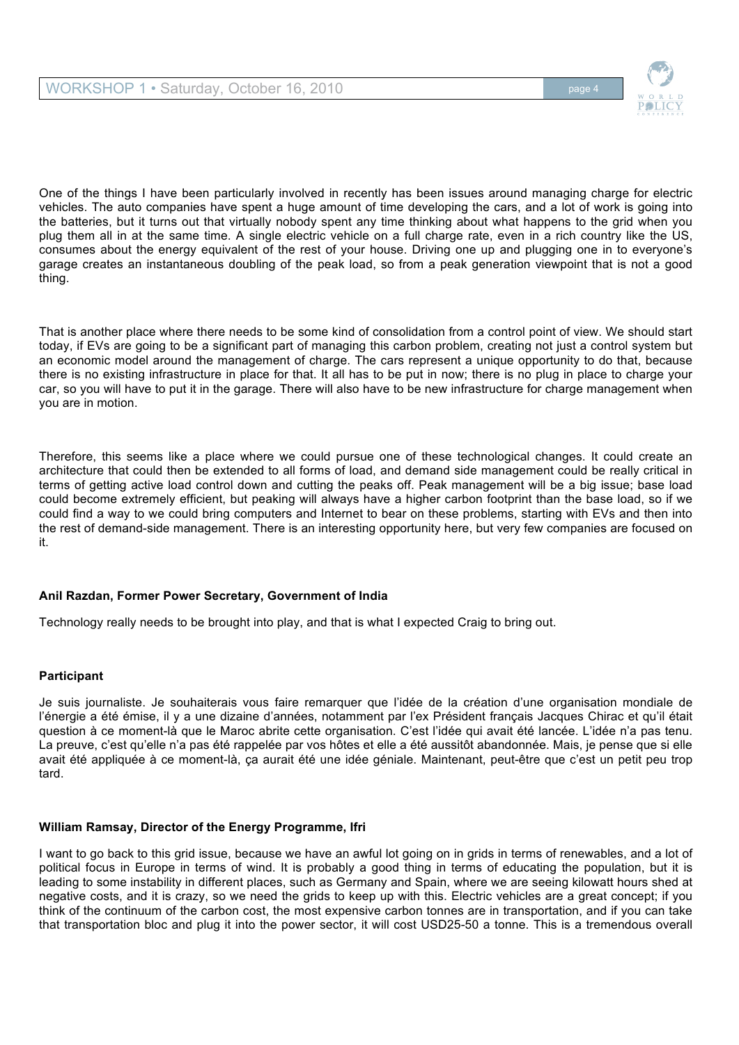One of the things I have been particularly involved in recently has been issues around managing charge for electric vehicles. The auto companies have spent a huge amount of time developing the cars, and a lot of work is going into the batteries, but it turns out that virtually nobody spent any time thinking about what happens to the grid when you plug them all in at the same time. A single electric vehicle on a full charge rate, even in a rich country like the US, consumes about the energy equivalent of the rest of your house. Driving one up and plugging one in to everyone's garage creates an instantaneous doubling of the peak load, so from a peak generation viewpoint that is not a good thing.

That is another place where there needs to be some kind of consolidation from a control point of view. We should start today, if EVs are going to be a significant part of managing this carbon problem, creating not just a control system but an economic model around the management of charge. The cars represent a unique opportunity to do that, because there is no existing infrastructure in place for that. It all has to be put in now; there is no plug in place to charge your car, so you will have to put it in the garage. There will also have to be new infrastructure for charge management when you are in motion.

Therefore, this seems like a place where we could pursue one of these technological changes. It could create an architecture that could then be extended to all forms of load, and demand side management could be really critical in terms of getting active load control down and cutting the peaks off. Peak management will be a big issue; base load could become extremely efficient, but peaking will always have a higher carbon footprint than the base load, so if we could find a way to we could bring computers and Internet to bear on these problems, starting with EVs and then into the rest of demand-side management. There is an interesting opportunity here, but very few companies are focused on it.

**Anil Razdan, Former Power Secretary, Government of India**

Technology really needs to be brought into play, and that is what I expected Craig to bring out.

**Participant**

Je suis journaliste. Je souhaiterais vous faire remarquer que l'idée de la création d'une organisation mondiale de l'énergie a été émise, il y a une dizaine d'années, notamment par l'ex Président français Jacques Chirac et qu'il était question à ce moment-là que le Maroc abrite cette organisation. C'est l'idée qui avait été lancée. L'idée n'a pas tenu. La preuve, c'est qu'elle n'a pas été rappelée par vos hôtes et elle a été aussitôt abandonnée. Mais, je pense que si elle avait été appliquée à ce moment-là, ça aurait été une idée géniale. Maintenant, peut-être que c'est un petit peu trop tard.

**William Ramsay, Director of the Energy Programme, Ifri**

I want to go back to this grid issue, because we have an awful lot going on in grids in terms of renewables, and a lot of political focus in Europe in terms of wind. It is probably a good thing in terms of educating the population, but it is leading to some instability in different places, such as Germany and Spain, where we are seeing kilowatt hours shed at negative costs, and it is crazy, so we need the grids to keep up with this. Electric vehicles are a great concept; if you think of the continuum of the carbon cost, the most expensive carbon tonnes are in transportation, and if you can take that transportation bloc and plug it into the power sector, it will cost USD25-50 a tonne. This is a tremendous overall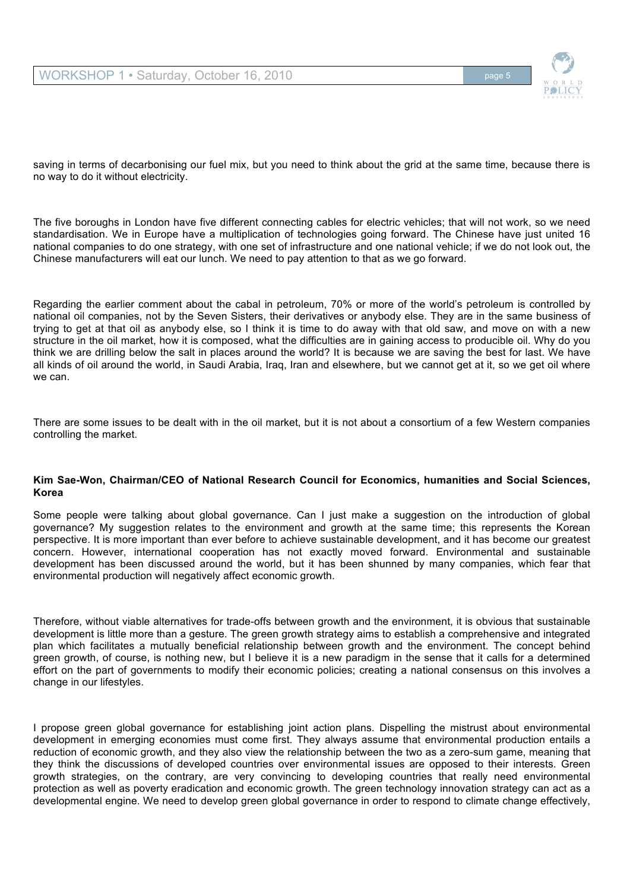saving in terms of decarbonising our fuel mix, but you need to think about the grid at the same time, because there is no way to do it without electricity.

The five boroughs in London have five different connecting cables for electric vehicles; that will not work, so we need standardisation. We in Europe have a multiplication of technologies going forward. The Chinese have just united 16 national companies to do one strategy, with one set of infrastructure and one national vehicle; if we do not look out, the Chinese manufacturers will eat our lunch. We need to pay attention to that as we go forward.

Regarding the earlier comment about the cabal in petroleum, 70% or more of the world's petroleum is controlled by national oil companies, not by the Seven Sisters, their derivatives or anybody else. They are in the same business of trying to get at that oil as anybody else, so I think it is time to do away with that old saw, and move on with a new structure in the oil market, how it is composed, what the difficulties are in gaining access to producible oil. Why do you think we are drilling below the salt in places around the world? It is because we are saving the best for last. We have all kinds of oil around the world, in Saudi Arabia, Iraq, Iran and elsewhere, but we cannot get at it, so we get oil where we can.

There are some issues to be dealt with in the oil market, but it is not about a consortium of a few Western companies controlling the market.

**Kim Sae-Won, Chairman/CEO of National Research Council for Economics, humanities and Social Sciences, Korea**

Some people were talking about global governance. Can I just make a suggestion on the introduction of global governance? My suggestion relates to the environment and growth at the same time; this represents the Korean perspective. It is more important than ever before to achieve sustainable development, and it has become our greatest concern. However, international cooperation has not exactly moved forward. Environmental and sustainable development has been discussed around the world, but it has been shunned by many companies, which fear that environmental production will negatively affect economic growth.

Therefore, without viable alternatives for trade-offs between growth and the environment, it is obvious that sustainable development is little more than a gesture. The green growth strategy aims to establish a comprehensive and integrated plan which facilitates a mutually beneficial relationship between growth and the environment. The concept behind green growth, of course, is nothing new, but I believe it is a new paradigm in the sense that it calls for a determined effort on the part of governments to modify their economic policies; creating a national consensus on this involves a change in our lifestyles.

I propose green global governance for establishing joint action plans. Dispelling the mistrust about environmental development in emerging economies must come first. They always assume that environmental production entails a reduction of economic growth, and they also view the relationship between the two as a zero-sum game, meaning that they think the discussions of developed countries over environmental issues are opposed to their interests. Green growth strategies, on the contrary, are very convincing to developing countries that really need environmental protection as well as poverty eradication and economic growth. The green technology innovation strategy can act as a developmental engine. We need to develop green global governance in order to respond to climate change effectively,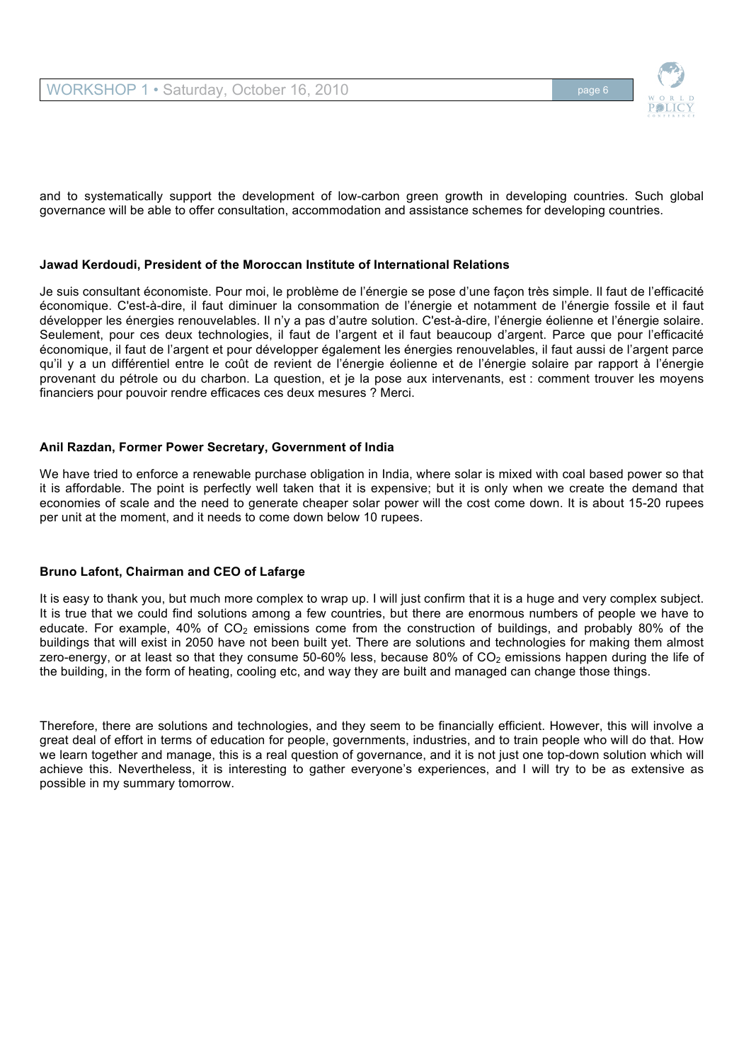and to systematically support the development of low-carbon green growth in developing countries. Such global governance will be able to offer consultation, accommodation and assistance schemes for developing countries.

**Jawad Kerdoudi, President of the Moroccan Institute of International Relations**

Je suis consultant économiste. Pour moi, le problème de l'énergie se pose d'une façon très simple. Il faut de l'efficacité économique. C'est-à-dire, il faut diminuer la consommation de l'énergie et notamment de l'énergie fossile et il faut développer les énergies renouvelables. Il n'y a pas d'autre solution. C'est-à-dire, l'énergie éolienne et l'énergie solaire. Seulement, pour ces deux technologies, il faut de l'argent et il faut beaucoup d'argent. Parce que pour l'efficacité économique, il faut de l'argent et pour développer également les énergies renouvelables, il faut aussi de l'argent parce qu'il y a un différentiel entre le coût de revient de l'énergie éolienne et de l'énergie solaire par rapport à l'énergie provenant du pétrole ou du charbon. La question, et je la pose aux intervenants, est : comment trouver les moyens financiers pour pouvoir rendre efficaces ces deux mesures ? Merci.

**Anil Razdan, Former Power Secretary, Government of India**

We have tried to enforce a renewable purchase obligation in India, where solar is mixed with coal based power so that it is affordable. The point is perfectly well taken that it is expensive; but it is only when we create the demand that economies of scale and the need to generate cheaper solar power will the cost come down. It is about 15-20 rupees per unit at the moment, and it needs to come down below 10 rupees.

**Bruno Lafont, Chairman and CEO of Lafarge**

It is easy to thank you, but much more complex to wrap up. I will just confirm that it is a huge and very complex subject. It is true that we could find solutions among a few countries, but there are enormous numbers of people we have to educate. For example, 40% of $CO_2$ emissions come from the construction of buildings, and probably 80% of the buildings that will exist in 2050 have not been built yet. There are solutions and technologies for making them almost zero-energy, or at least so that they consume 50-60% less, because 80% of $CO_2$ emissions happen during the life of the building, in the form of heating, cooling etc, and way they are built and managed can change those things.

Therefore, there are solutions and technologies, and they seem to be financially efficient. However, this will involve a great deal of effort in terms of education for people, governments, industries, and to train people who will do that. How we learn together and manage, this is a real question of governance, and it is not just one top-down solution which will achieve this. Nevertheless, it is interesting to gather everyone's experiences, and I will try to be as extensive as possible in my summary tomorrow.